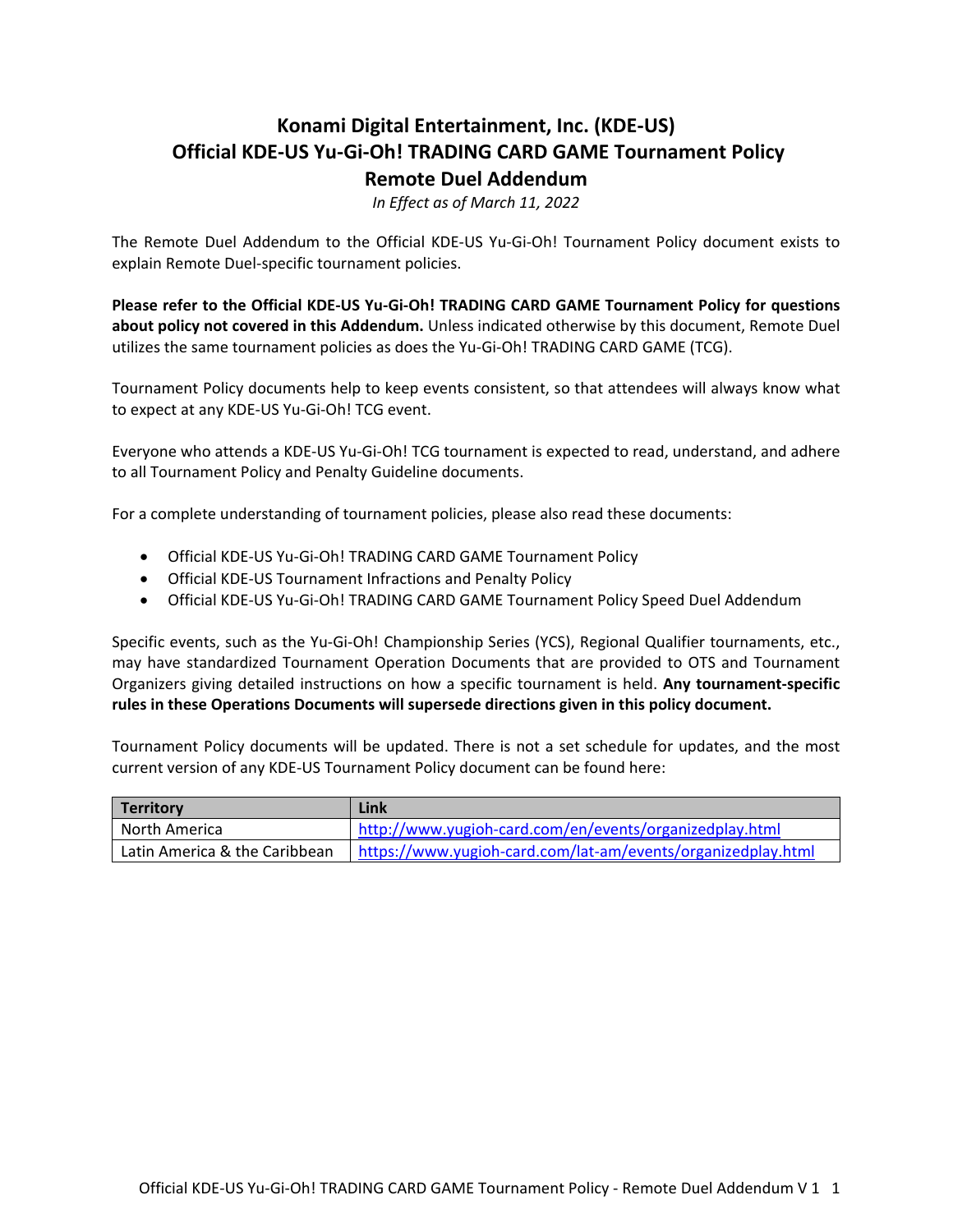# Konami Digital Entertainment, Inc. (KDE-US)
# Official KDE-US Yu-Gi-Oh! TRADING CARD GAME Tournament Policy
# Remote Duel Addendum

*In Effect as of March 11, 2022*

The Remote Duel Addendum to the Official KDE-US Yu-Gi-Oh! Tournament Policy document exists to explain Remote Duel-specific tournament policies.

**Please refer to the Official KDE-US Yu-Gi-Oh! TRADING CARD GAME Tournament Policy for questions about policy not covered in this Addendum.** Unless indicated otherwise by this document, Remote Duel utilizes the same tournament policies as does the Yu-Gi-Oh! TRADING CARD GAME (TCG).

Tournament Policy documents help to keep events consistent, so that attendees will always know what to expect at any KDE-US Yu-Gi-Oh! TCG event.

Everyone who attends a KDE-US Yu-Gi-Oh! TCG tournament is expected to read, understand, and adhere to all Tournament Policy and Penalty Guideline documents.

For a complete understanding of tournament policies, please also read these documents:

- Official KDE-US Yu-Gi-Oh! TRADING CARD GAME Tournament Policy
- Official KDE-US Tournament Infractions and Penalty Policy
- Official KDE-US Yu-Gi-Oh! TRADING CARD GAME Tournament Policy Speed Duel Addendum

Specific events, such as the Yu-Gi-Oh! Championship Series (YCS), Regional Qualifier tournaments, etc., may have standardized Tournament Operation Documents that are provided to OTS and Tournament Organizers giving detailed instructions on how a specific tournament is held. **Any tournament-specific rules in these Operations Documents will supersede directions given in this policy document.**

Tournament Policy documents will be updated. There is not a set schedule for updates, and the most current version of any KDE-US Tournament Policy document can be found here:

| Territory | Link |
|---|---|
| North America | http://www.yugioh-card.com/en/events/organizedplay.html |
| Latin America & the Caribbean | https://www.yugioh-card.com/lat-am/events/organizedplay.html |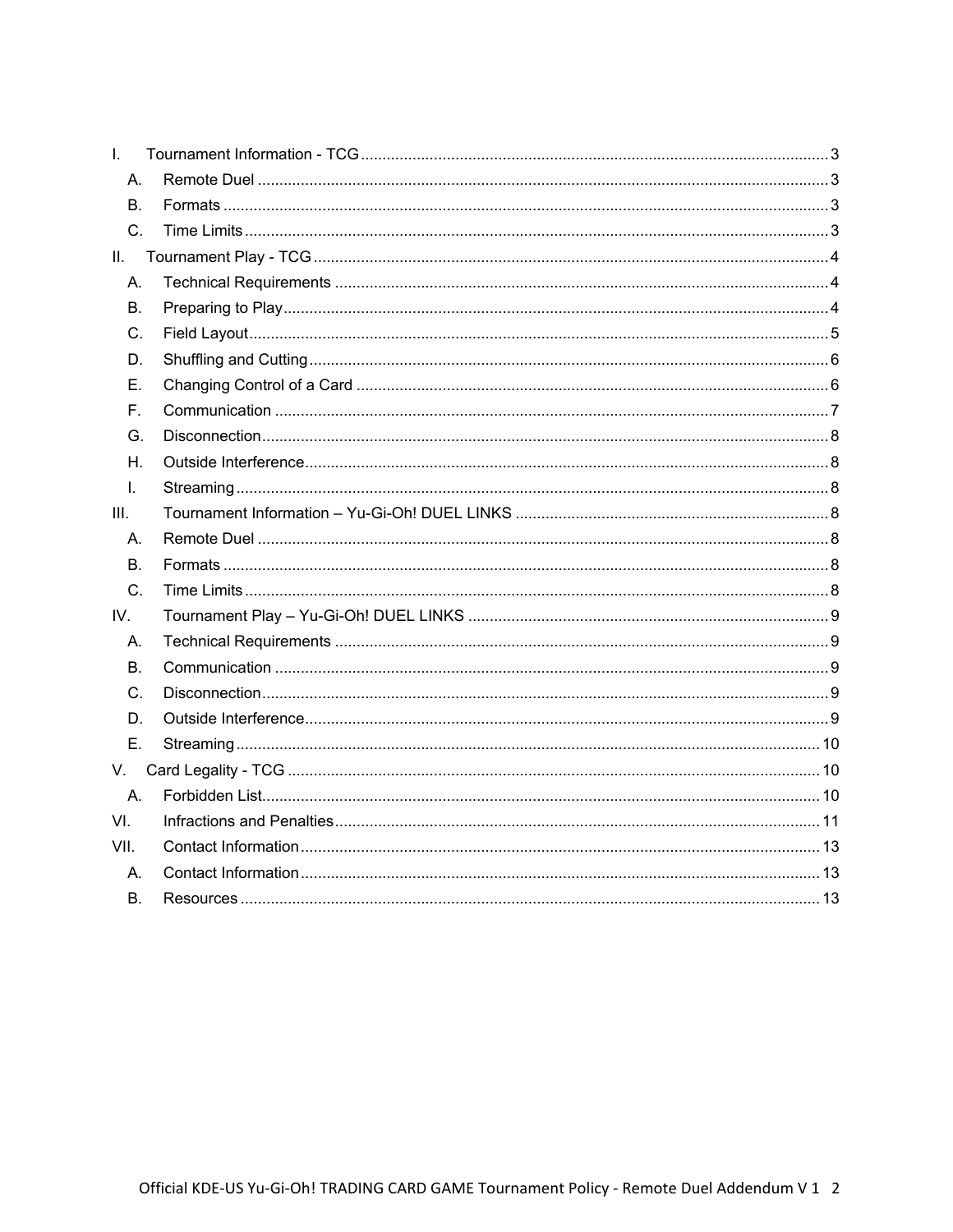- I. Tournament Information - TCG ... 3
  - A. Remote Duel ... 3
  - B. Formats ... 3
  - C. Time Limits ... 3
- II. Tournament Play - TCG ... 4
  - A. Technical Requirements ... 4
  - B. Preparing to Play ... 4
  - C. Field Layout ... 5
  - D. Shuffling and Cutting ... 6
  - E. Changing Control of a Card ... 6
  - F. Communication ... 7
  - G. Disconnection ... 8
  - H. Outside Interference ... 8
  - I. Streaming ... 8
- III. Tournament Information – Yu-Gi-Oh! DUEL LINKS ... 8
  - A. Remote Duel ... 8
  - B. Formats ... 8
  - C. Time Limits ... 8
- IV. Tournament Play – Yu-Gi-Oh! DUEL LINKS ... 9
  - A. Technical Requirements ... 9
  - B. Communication ... 9
  - C. Disconnection ... 9
  - D. Outside Interference ... 9
  - E. Streaming ... 10
- V. Card Legality - TCG ... 10
  - A. Forbidden List ... 10
- VI. Infractions and Penalties ... 11
- VII. Contact Information ... 13
  - A. Contact Information ... 13
  - B. Resources ... 13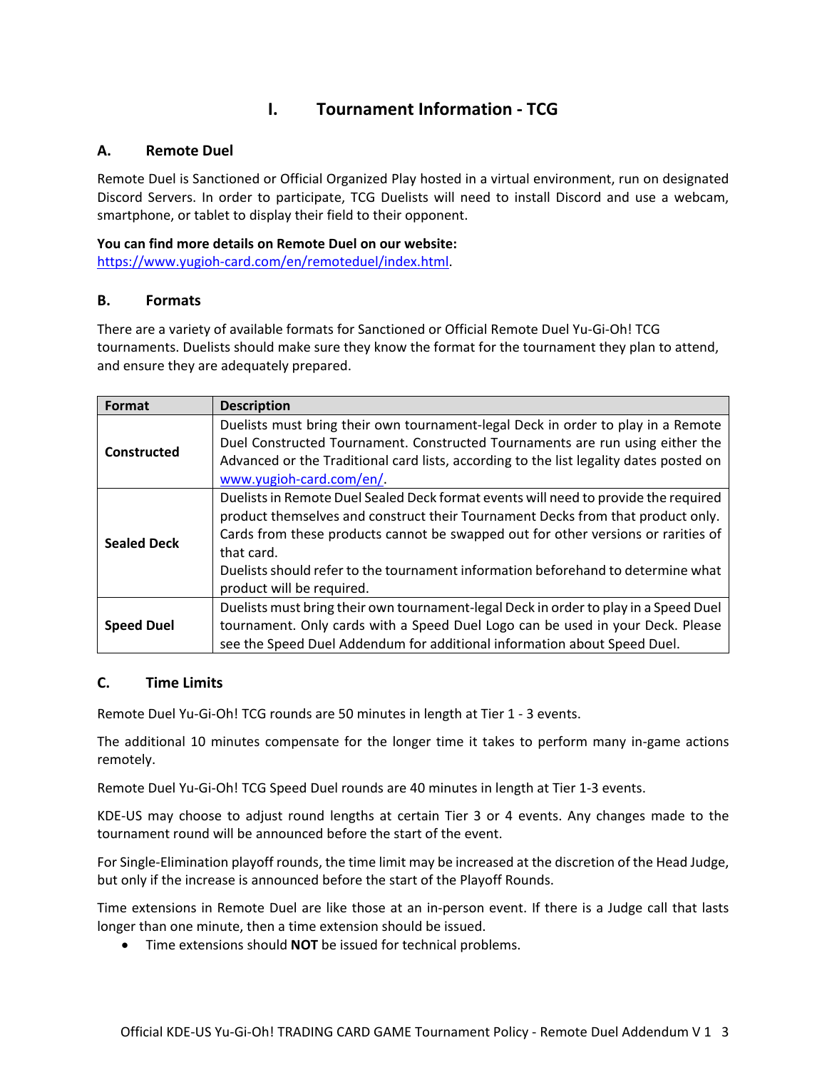# I. Tournament Information - TCG

## A. Remote Duel

Remote Duel is Sanctioned or Official Organized Play hosted in a virtual environment, run on designated Discord Servers. In order to participate, TCG Duelists will need to install Discord and use a webcam, smartphone, or tablet to display their field to their opponent.

**You can find more details on Remote Duel on our website:**
https://www.yugioh-card.com/en/remoteduel/index.html.

## B. Formats

There are a variety of available formats for Sanctioned or Official Remote Duel Yu-Gi-Oh! TCG tournaments. Duelists should make sure they know the format for the tournament they plan to attend, and ensure they are adequately prepared.

| Format | Description |
|---|---|
| **Constructed** | Duelists must bring their own tournament-legal Deck in order to play in a Remote Duel Constructed Tournament. Constructed Tournaments are run using either the Advanced or the Traditional card lists, according to the list legality dates posted on www.yugioh-card.com/en/. |
| **Sealed Deck** | Duelists in Remote Duel Sealed Deck format events will need to provide the required product themselves and construct their Tournament Decks from that product only. Cards from these products cannot be swapped out for other versions or rarities of that card. Duelists should refer to the tournament information beforehand to determine what product will be required. |
| **Speed Duel** | Duelists must bring their own tournament-legal Deck in order to play in a Speed Duel tournament. Only cards with a Speed Duel Logo can be used in your Deck. Please see the Speed Duel Addendum for additional information about Speed Duel. |

## C. Time Limits

Remote Duel Yu-Gi-Oh! TCG rounds are 50 minutes in length at Tier 1 - 3 events.

The additional 10 minutes compensate for the longer time it takes to perform many in-game actions remotely.

Remote Duel Yu-Gi-Oh! TCG Speed Duel rounds are 40 minutes in length at Tier 1-3 events.

KDE-US may choose to adjust round lengths at certain Tier 3 or 4 events. Any changes made to the tournament round will be announced before the start of the event.

For Single-Elimination playoff rounds, the time limit may be increased at the discretion of the Head Judge, but only if the increase is announced before the start of the Playoff Rounds.

Time extensions in Remote Duel are like those at an in-person event. If there is a Judge call that lasts longer than one minute, then a time extension should be issued.

- Time extensions should **NOT** be issued for technical problems.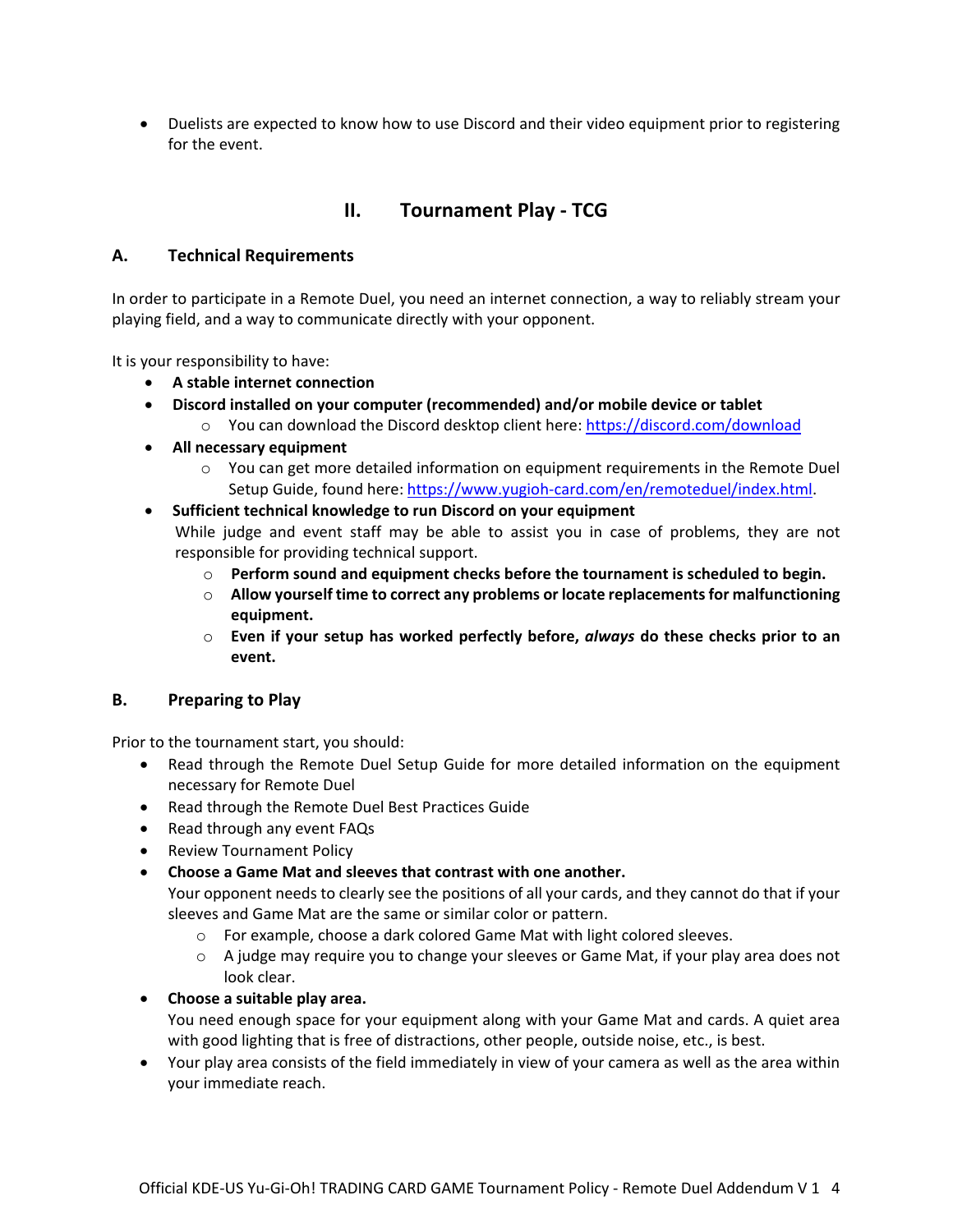- Duelists are expected to know how to use Discord and their video equipment prior to registering for the event.

## II. Tournament Play - TCG

### A. Technical Requirements

In order to participate in a Remote Duel, you need an internet connection, a way to reliably stream your playing field, and a way to communicate directly with your opponent.

It is your responsibility to have:

- **A stable internet connection**
- **Discord installed on your computer (recommended) and/or mobile device or tablet**
  - You can download the Discord desktop client here: https://discord.com/download
- **All necessary equipment**
  - You can get more detailed information on equipment requirements in the Remote Duel Setup Guide, found here: https://www.yugioh-card.com/en/remoteduel/index.html.
- **Sufficient technical knowledge to run Discord on your equipment**
  While judge and event staff may be able to assist you in case of problems, they are not responsible for providing technical support.
  - **Perform sound and equipment checks before the tournament is scheduled to begin.**
  - **Allow yourself time to correct any problems or locate replacements for malfunctioning equipment.**
  - **Even if your setup has worked perfectly before, *always* do these checks prior to an event.**

### B. Preparing to Play

Prior to the tournament start, you should:

- Read through the Remote Duel Setup Guide for more detailed information on the equipment necessary for Remote Duel
- Read through the Remote Duel Best Practices Guide
- Read through any event FAQs
- Review Tournament Policy
- **Choose a Game Mat and sleeves that contrast with one another.**
  Your opponent needs to clearly see the positions of all your cards, and they cannot do that if your sleeves and Game Mat are the same or similar color or pattern.
  - For example, choose a dark colored Game Mat with light colored sleeves.
  - A judge may require you to change your sleeves or Game Mat, if your play area does not look clear.
- **Choose a suitable play area.**
  You need enough space for your equipment along with your Game Mat and cards. A quiet area with good lighting that is free of distractions, other people, outside noise, etc., is best.
- Your play area consists of the field immediately in view of your camera as well as the area within your immediate reach.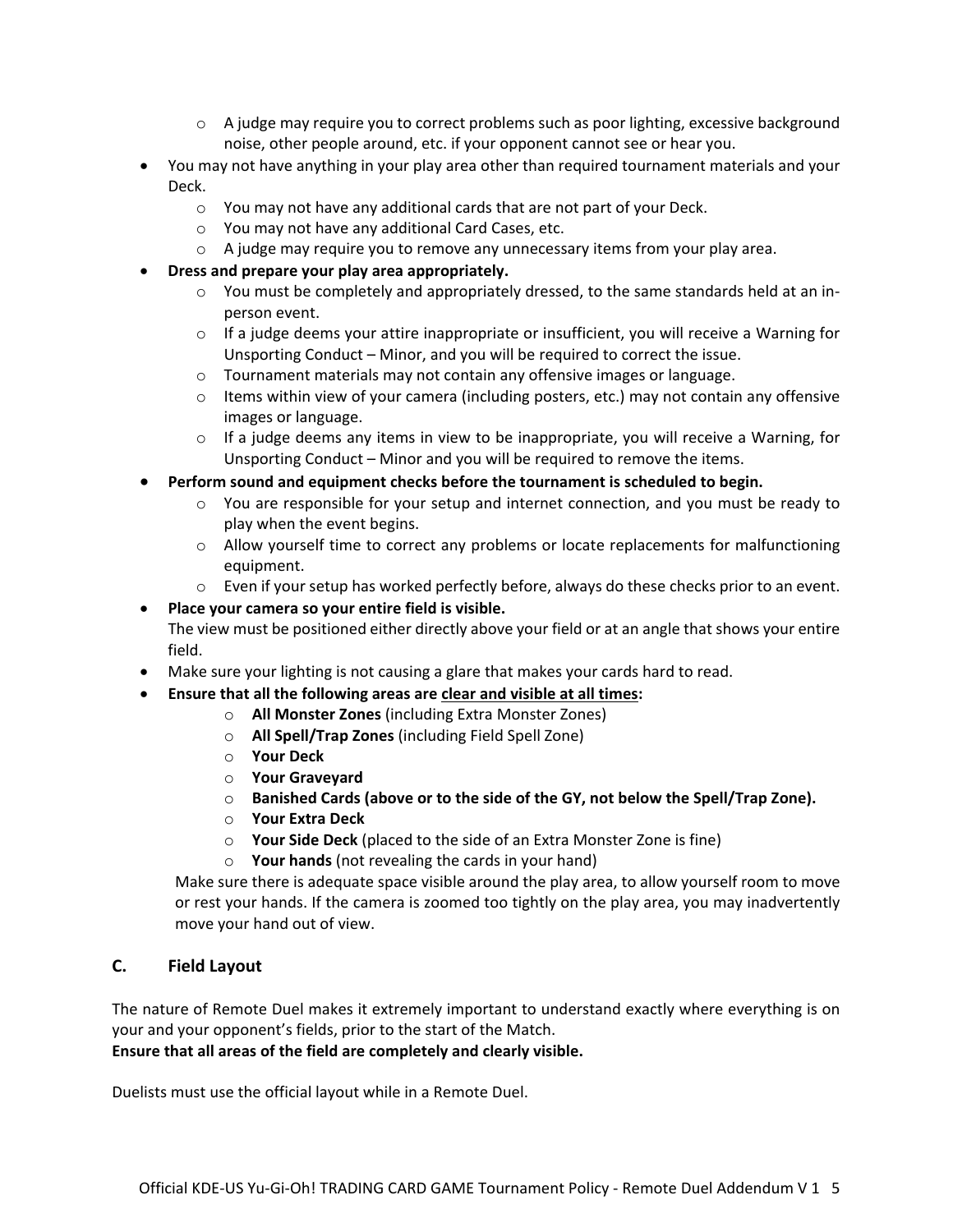- A judge may require you to correct problems such as poor lighting, excessive background noise, other people around, etc. if your opponent cannot see or hear you.
- You may not have anything in your play area other than required tournament materials and your Deck.
    - You may not have any additional cards that are not part of your Deck.
    - You may not have any additional Card Cases, etc.
    - A judge may require you to remove any unnecessary items from your play area.
- **Dress and prepare your play area appropriately.**
    - You must be completely and appropriately dressed, to the same standards held at an in-person event.
    - If a judge deems your attire inappropriate or insufficient, you will receive a Warning for Unsporting Conduct – Minor, and you will be required to correct the issue.
    - Tournament materials may not contain any offensive images or language.
    - Items within view of your camera (including posters, etc.) may not contain any offensive images or language.
    - If a judge deems any items in view to be inappropriate, you will receive a Warning, for Unsporting Conduct – Minor and you will be required to remove the items.
- **Perform sound and equipment checks before the tournament is scheduled to begin.**
    - You are responsible for your setup and internet connection, and you must be ready to play when the event begins.
    - Allow yourself time to correct any problems or locate replacements for malfunctioning equipment.
    - Even if your setup has worked perfectly before, always do these checks prior to an event.
- **Place your camera so your entire field is visible.**
  The view must be positioned either directly above your field or at an angle that shows your entire field.
- Make sure your lighting is not causing a glare that makes your cards hard to read.
- **Ensure that all the following areas are <u>clear and visible at all times</u>:**
    - **All Monster Zones** (including Extra Monster Zones)
    - **All Spell/Trap Zones** (including Field Spell Zone)
    - **Your Deck**
    - **Your Graveyard**
    - **Banished Cards (above or to the side of the GY, not below the Spell/Trap Zone).**
    - **Your Extra Deck**
    - **Your Side Deck** (placed to the side of an Extra Monster Zone is fine)
    - **Your hands** (not revealing the cards in your hand)

  Make sure there is adequate space visible around the play area, to allow yourself room to move or rest your hands. If the camera is zoomed too tightly on the play area, you may inadvertently move your hand out of view.

## C. Field Layout

The nature of Remote Duel makes it extremely important to understand exactly where everything is on your and your opponent's fields, prior to the start of the Match.
**Ensure that all areas of the field are completely and clearly visible.**

Duelists must use the official layout while in a Remote Duel.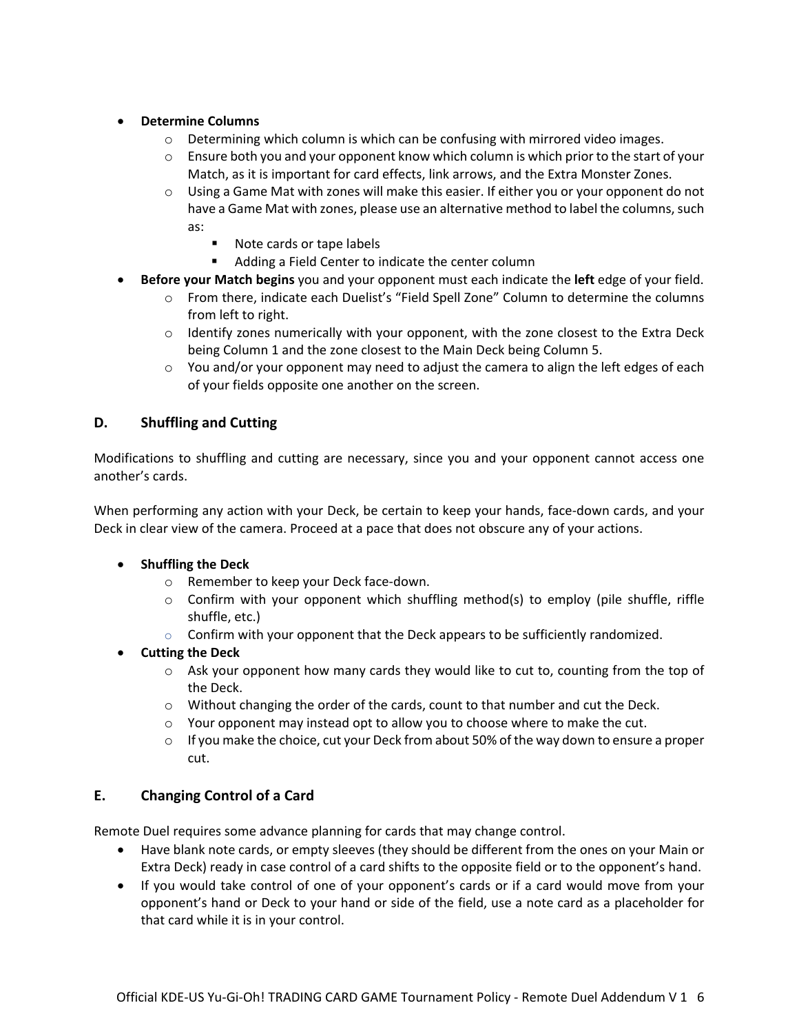- **Determine Columns**
  - Determining which column is which can be confusing with mirrored video images.
  - Ensure both you and your opponent know which column is which prior to the start of your Match, as it is important for card effects, link arrows, and the Extra Monster Zones.
  - Using a Game Mat with zones will make this easier. If either you or your opponent do not have a Game Mat with zones, please use an alternative method to label the columns, such as:
    - Note cards or tape labels
    - Adding a Field Center to indicate the center column
- **Before your Match begins** you and your opponent must each indicate the **left** edge of your field.
  - From there, indicate each Duelist's "Field Spell Zone" Column to determine the columns from left to right.
  - Identify zones numerically with your opponent, with the zone closest to the Extra Deck being Column 1 and the zone closest to the Main Deck being Column 5.
  - You and/or your opponent may need to adjust the camera to align the left edges of each of your fields opposite one another on the screen.

## D. Shuffling and Cutting

Modifications to shuffling and cutting are necessary, since you and your opponent cannot access one another's cards.

When performing any action with your Deck, be certain to keep your hands, face-down cards, and your Deck in clear view of the camera. Proceed at a pace that does not obscure any of your actions.

- **Shuffling the Deck**
  - Remember to keep your Deck face-down.
  - Confirm with your opponent which shuffling method(s) to employ (pile shuffle, riffle shuffle, etc.)
  - Confirm with your opponent that the Deck appears to be sufficiently randomized.
- **Cutting the Deck**
  - Ask your opponent how many cards they would like to cut to, counting from the top of the Deck.
  - Without changing the order of the cards, count to that number and cut the Deck.
  - Your opponent may instead opt to allow you to choose where to make the cut.
  - If you make the choice, cut your Deck from about 50% of the way down to ensure a proper cut.

## E. Changing Control of a Card

Remote Duel requires some advance planning for cards that may change control.

- Have blank note cards, or empty sleeves (they should be different from the ones on your Main or Extra Deck) ready in case control of a card shifts to the opposite field or to the opponent's hand.
- If you would take control of one of your opponent's cards or if a card would move from your opponent's hand or Deck to your hand or side of the field, use a note card as a placeholder for that card while it is in your control.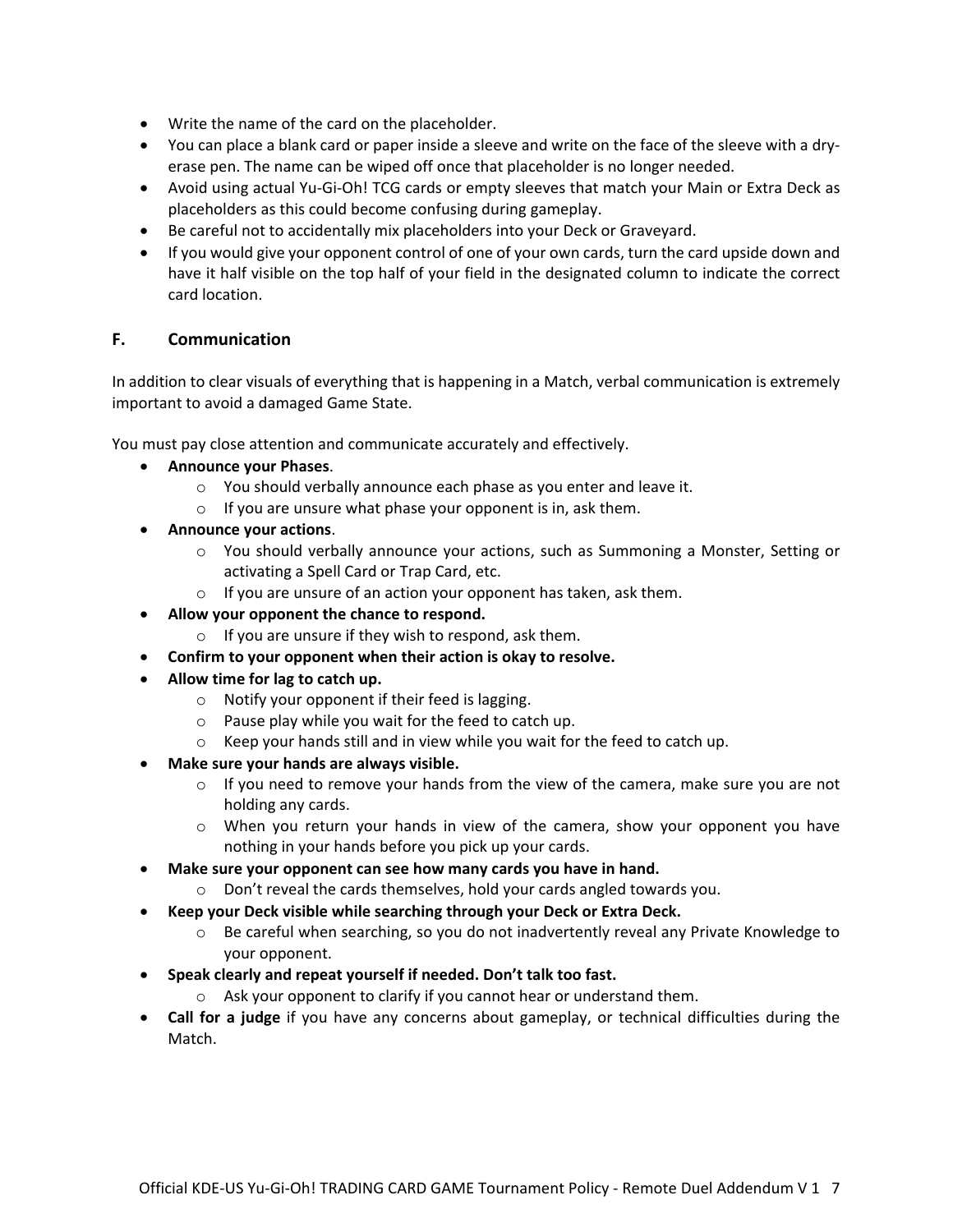- Write the name of the card on the placeholder.
- You can place a blank card or paper inside a sleeve and write on the face of the sleeve with a dry-erase pen. The name can be wiped off once that placeholder is no longer needed.
- Avoid using actual Yu-Gi-Oh! TCG cards or empty sleeves that match your Main or Extra Deck as placeholders as this could become confusing during gameplay.
- Be careful not to accidentally mix placeholders into your Deck or Graveyard.
- If you would give your opponent control of one of your own cards, turn the card upside down and have it half visible on the top half of your field in the designated column to indicate the correct card location.

## F. Communication

In addition to clear visuals of everything that is happening in a Match, verbal communication is extremely important to avoid a damaged Game State.

You must pay close attention and communicate accurately and effectively.

- **Announce your Phases**.
  - You should verbally announce each phase as you enter and leave it.
  - If you are unsure what phase your opponent is in, ask them.
- **Announce your actions**.
  - You should verbally announce your actions, such as Summoning a Monster, Setting or activating a Spell Card or Trap Card, etc.
  - If you are unsure of an action your opponent has taken, ask them.
- **Allow your opponent the chance to respond.**
  - If you are unsure if they wish to respond, ask them.
- **Confirm to your opponent when their action is okay to resolve.**
- **Allow time for lag to catch up.**
  - Notify your opponent if their feed is lagging.
  - Pause play while you wait for the feed to catch up.
  - Keep your hands still and in view while you wait for the feed to catch up.
- **Make sure your hands are always visible.**
  - If you need to remove your hands from the view of the camera, make sure you are not holding any cards.
  - When you return your hands in view of the camera, show your opponent you have nothing in your hands before you pick up your cards.
- **Make sure your opponent can see how many cards you have in hand.**
  - Don't reveal the cards themselves, hold your cards angled towards you.
- **Keep your Deck visible while searching through your Deck or Extra Deck.**
  - Be careful when searching, so you do not inadvertently reveal any Private Knowledge to your opponent.
- **Speak clearly and repeat yourself if needed. Don't talk too fast.**
  - Ask your opponent to clarify if you cannot hear or understand them.
- **Call for a judge** if you have any concerns about gameplay, or technical difficulties during the Match.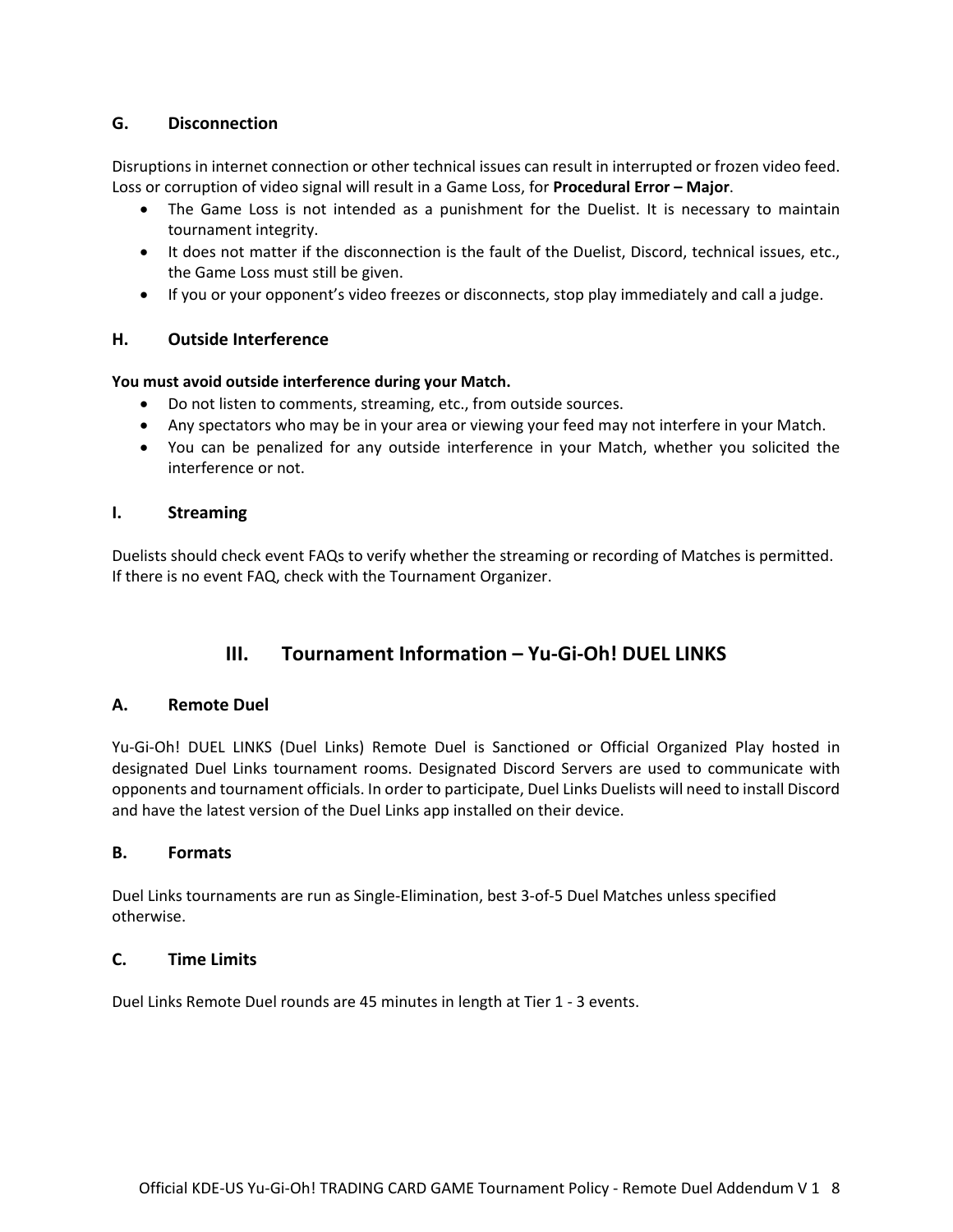### G. Disconnection

Disruptions in internet connection or other technical issues can result in interrupted or frozen video feed. Loss or corruption of video signal will result in a Game Loss, for **Procedural Error – Major**.

- The Game Loss is not intended as a punishment for the Duelist. It is necessary to maintain tournament integrity.
- It does not matter if the disconnection is the fault of the Duelist, Discord, technical issues, etc., the Game Loss must still be given.
- If you or your opponent's video freezes or disconnects, stop play immediately and call a judge.

### H. Outside Interference

**You must avoid outside interference during your Match.**

- Do not listen to comments, streaming, etc., from outside sources.
- Any spectators who may be in your area or viewing your feed may not interfere in your Match.
- You can be penalized for any outside interference in your Match, whether you solicited the interference or not.

### I. Streaming

Duelists should check event FAQs to verify whether the streaming or recording of Matches is permitted. If there is no event FAQ, check with the Tournament Organizer.

## III. Tournament Information – Yu-Gi-Oh! DUEL LINKS

### A. Remote Duel

Yu-Gi-Oh! DUEL LINKS (Duel Links) Remote Duel is Sanctioned or Official Organized Play hosted in designated Duel Links tournament rooms. Designated Discord Servers are used to communicate with opponents and tournament officials. In order to participate, Duel Links Duelists will need to install Discord and have the latest version of the Duel Links app installed on their device.

### B. Formats

Duel Links tournaments are run as Single-Elimination, best 3-of-5 Duel Matches unless specified otherwise.

### C. Time Limits

Duel Links Remote Duel rounds are 45 minutes in length at Tier 1 - 3 events.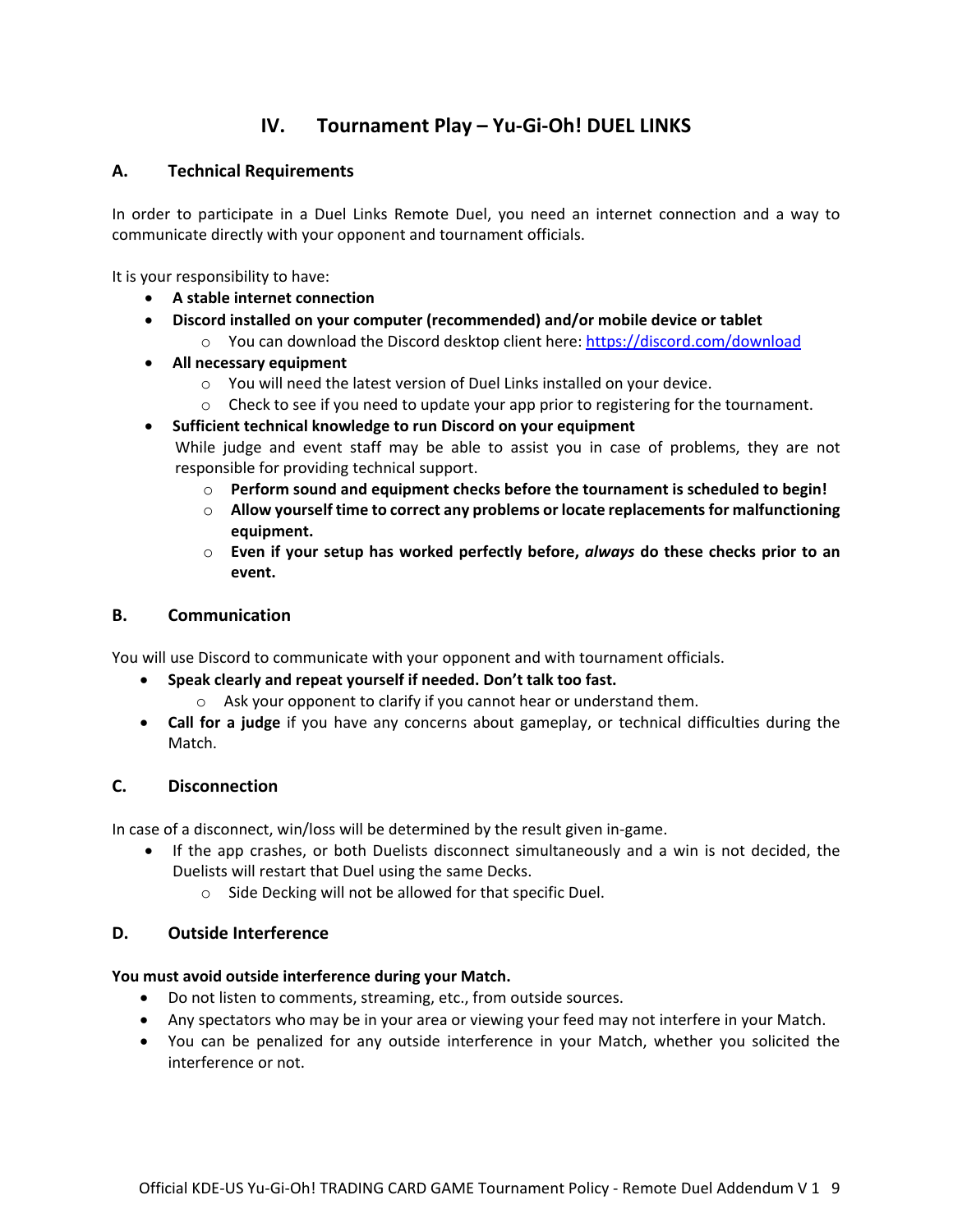# IV. Tournament Play – Yu-Gi-Oh! DUEL LINKS

## A. Technical Requirements

In order to participate in a Duel Links Remote Duel, you need an internet connection and a way to communicate directly with your opponent and tournament officials.

It is your responsibility to have:

- **A stable internet connection**
- **Discord installed on your computer (recommended) and/or mobile device or tablet**
  - You can download the Discord desktop client here: [https://discord.com/download](https://discord.com/download)
- **All necessary equipment**
  - You will need the latest version of Duel Links installed on your device.
  - Check to see if you need to update your app prior to registering for the tournament.
- **Sufficient technical knowledge to run Discord on your equipment**

  While judge and event staff may be able to assist you in case of problems, they are not responsible for providing technical support.
  - **Perform sound and equipment checks before the tournament is scheduled to begin!**
  - **Allow yourself time to correct any problems or locate replacements for malfunctioning equipment.**
  - **Even if your setup has worked perfectly before, *always* do these checks prior to an event.**

## B. Communication

You will use Discord to communicate with your opponent and with tournament officials.

- **Speak clearly and repeat yourself if needed. Don't talk too fast.**
  - Ask your opponent to clarify if you cannot hear or understand them.
- **Call for a judge** if you have any concerns about gameplay, or technical difficulties during the Match.

## C. Disconnection

In case of a disconnect, win/loss will be determined by the result given in-game.

- If the app crashes, or both Duelists disconnect simultaneously and a win is not decided, the Duelists will restart that Duel using the same Decks.
  - Side Decking will not be allowed for that specific Duel.

## D. Outside Interference

**You must avoid outside interference during your Match.**

- Do not listen to comments, streaming, etc., from outside sources.
- Any spectators who may be in your area or viewing your feed may not interfere in your Match.
- You can be penalized for any outside interference in your Match, whether you solicited the interference or not.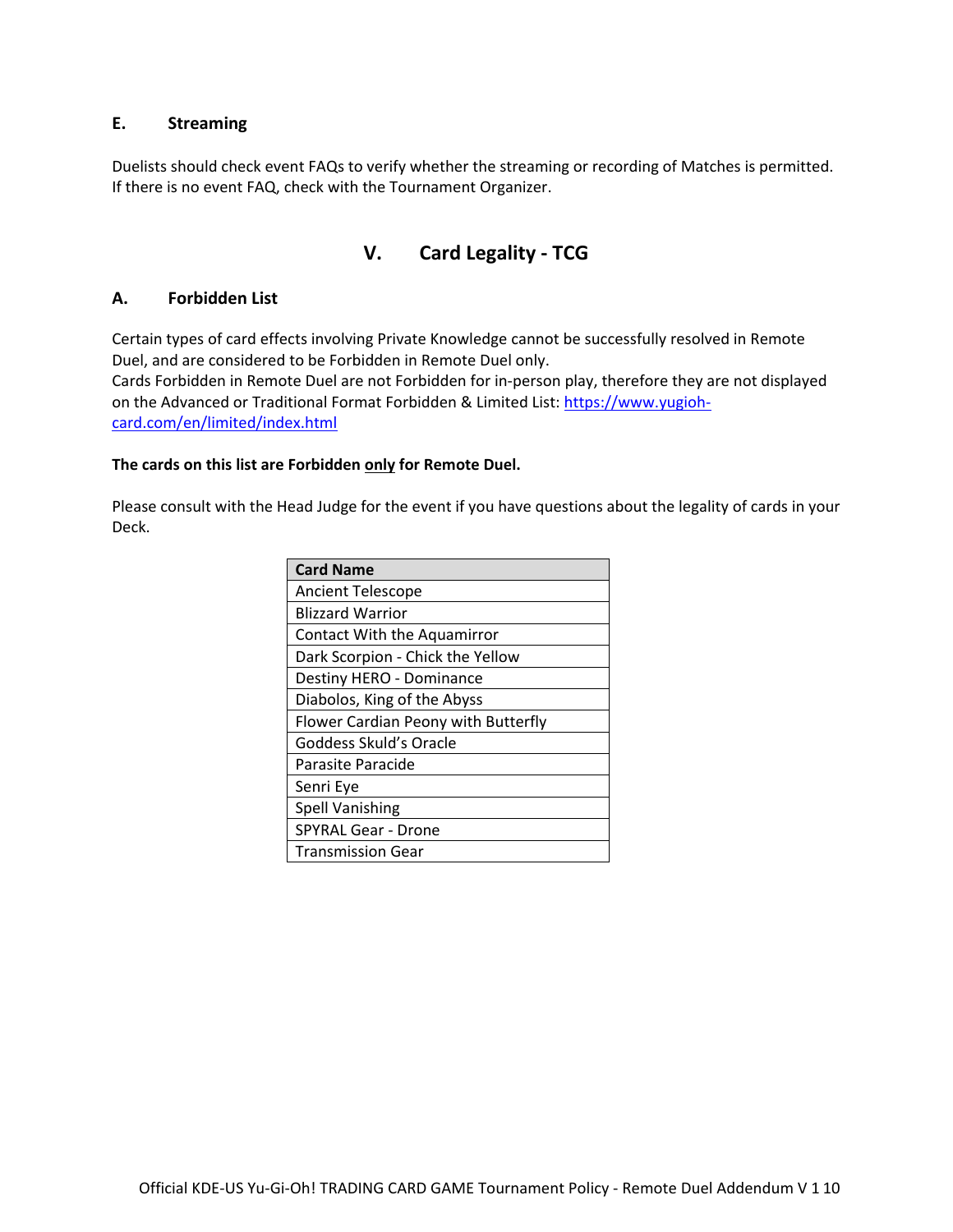### E. Streaming

Duelists should check event FAQs to verify whether the streaming or recording of Matches is permitted. If there is no event FAQ, check with the Tournament Organizer.

## V. Card Legality - TCG

### A. Forbidden List

Certain types of card effects involving Private Knowledge cannot be successfully resolved in Remote Duel, and are considered to be Forbidden in Remote Duel only.
Cards Forbidden in Remote Duel are not Forbidden for in-person play, therefore they are not displayed on the Advanced or Traditional Format Forbidden & Limited List: [https://www.yugioh-card.com/en/limited/index.html](https://www.yugioh-card.com/en/limited/index.html)

**The cards on this list are Forbidden only for Remote Duel.**

Please consult with the Head Judge for the event if you have questions about the legality of cards in your Deck.

| Card Name |
|---|
| Ancient Telescope |
| Blizzard Warrior |
| Contact With the Aquamirror |
| Dark Scorpion - Chick the Yellow |
| Destiny HERO - Dominance |
| Diabolos, King of the Abyss |
| Flower Cardian Peony with Butterfly |
| Goddess Skuld's Oracle |
| Parasite Paracide |
| Senri Eye |
| Spell Vanishing |
| SPYRAL Gear - Drone |
| Transmission Gear |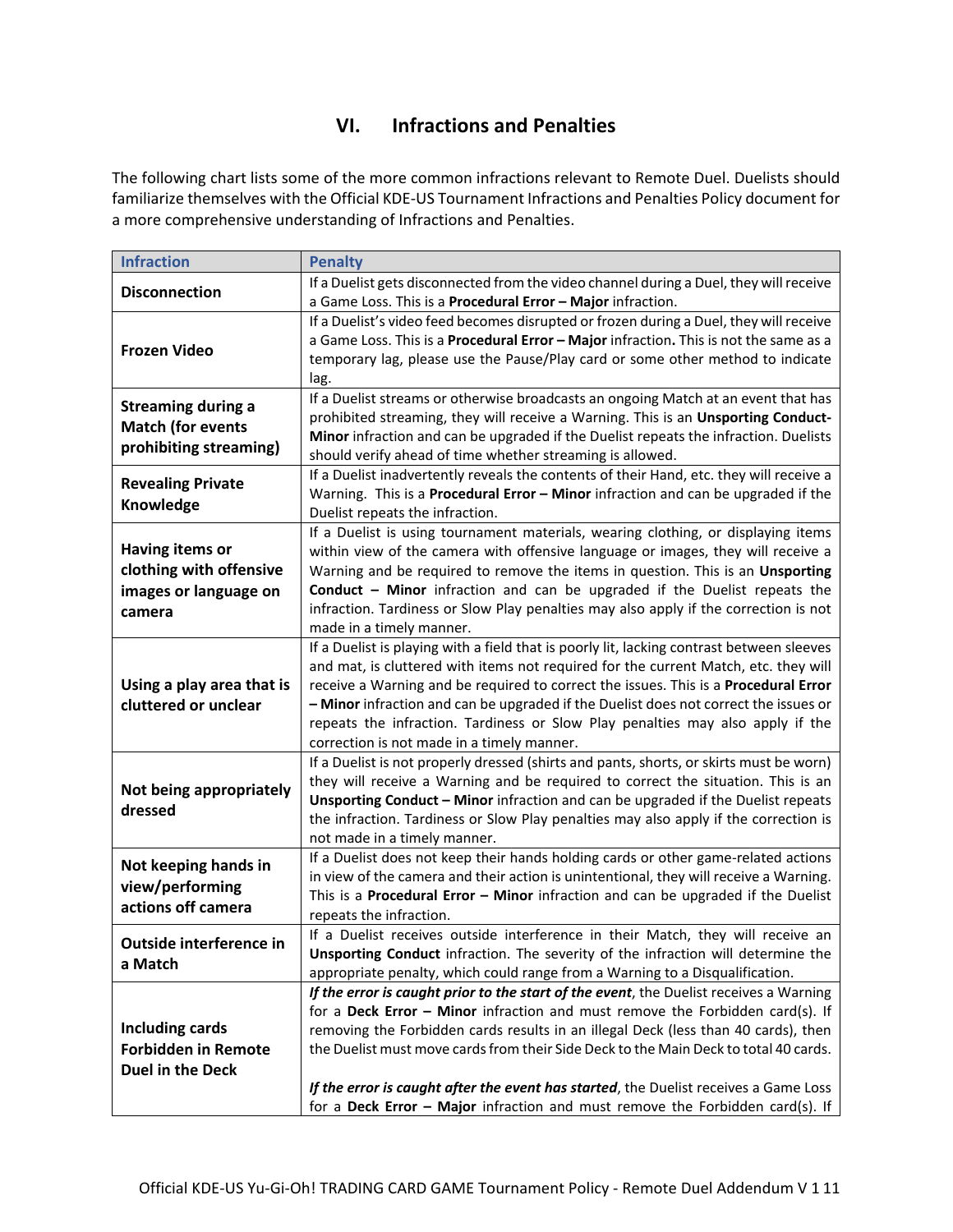# VI. Infractions and Penalties

The following chart lists some of the more common infractions relevant to Remote Duel. Duelists should familiarize themselves with the Official KDE-US Tournament Infractions and Penalties Policy document for a more comprehensive understanding of Infractions and Penalties.

| Infraction | Penalty |
|---|---|
| **Disconnection** | If a Duelist gets disconnected from the video channel during a Duel, they will receive a Game Loss. This is a **Procedural Error – Major** infraction. |
| **Frozen Video** | If a Duelist's video feed becomes disrupted or frozen during a Duel, they will receive a Game Loss. This is a **Procedural Error – Major** infraction**.** This is not the same as a temporary lag, please use the Pause/Play card or some other method to indicate lag. |
| **Streaming during a Match (for events prohibiting streaming)** | If a Duelist streams or otherwise broadcasts an ongoing Match at an event that has prohibited streaming, they will receive a Warning. This is an **Unsporting Conduct-Minor** infraction and can be upgraded if the Duelist repeats the infraction. Duelists should verify ahead of time whether streaming is allowed. |
| **Revealing Private Knowledge** | If a Duelist inadvertently reveals the contents of their Hand, etc. they will receive a Warning. This is a **Procedural Error – Minor** infraction and can be upgraded if the Duelist repeats the infraction. |
| **Having items or clothing with offensive images or language on camera** | If a Duelist is using tournament materials, wearing clothing, or displaying items within view of the camera with offensive language or images, they will receive a Warning and be required to remove the items in question. This is an **Unsporting Conduct – Minor** infraction and can be upgraded if the Duelist repeats the infraction. Tardiness or Slow Play penalties may also apply if the correction is not made in a timely manner. |
| **Using a play area that is cluttered or unclear** | If a Duelist is playing with a field that is poorly lit, lacking contrast between sleeves and mat, is cluttered with items not required for the current Match, etc. they will receive a Warning and be required to correct the issues. This is a **Procedural Error – Minor** infraction and can be upgraded if the Duelist does not correct the issues or repeats the infraction. Tardiness or Slow Play penalties may also apply if the correction is not made in a timely manner. |
| **Not being appropriately dressed** | If a Duelist is not properly dressed (shirts and pants, shorts, or skirts must be worn) they will receive a Warning and be required to correct the situation. This is an **Unsporting Conduct – Minor** infraction and can be upgraded if the Duelist repeats the infraction. Tardiness or Slow Play penalties may also apply if the correction is not made in a timely manner. |
| **Not keeping hands in view/performing actions off camera** | If a Duelist does not keep their hands holding cards or other game-related actions in view of the camera and their action is unintentional, they will receive a Warning. This is a **Procedural Error – Minor** infraction and can be upgraded if the Duelist repeats the infraction. |
| **Outside interference in a Match** | If a Duelist receives outside interference in their Match, they will receive an **Unsporting Conduct** infraction. The severity of the infraction will determine the appropriate penalty, which could range from a Warning to a Disqualification. |
| **Including cards Forbidden in Remote Duel in the Deck** | ***If the error is caught prior to the start of the event***, the Duelist receives a Warning for a **Deck Error – Minor** infraction and must remove the Forbidden card(s). If removing the Forbidden cards results in an illegal Deck (less than 40 cards), then the Duelist must move cards from their Side Deck to the Main Deck to total 40 cards.<br><br>***If the error is caught after the event has started***, the Duelist receives a Game Loss for a **Deck Error – Major** infraction and must remove the Forbidden card(s). If |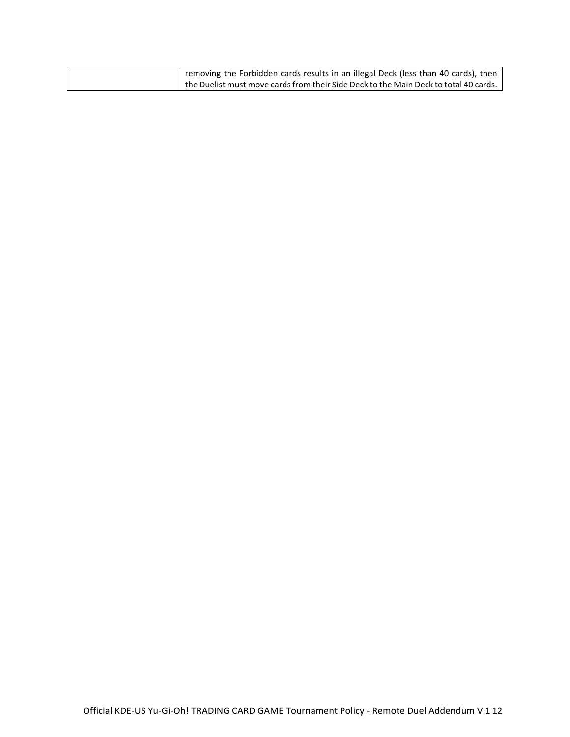| | |
|---|---|
| | removing the Forbidden cards results in an illegal Deck (less than 40 cards), then the Duelist must move cards from their Side Deck to the Main Deck to total 40 cards. |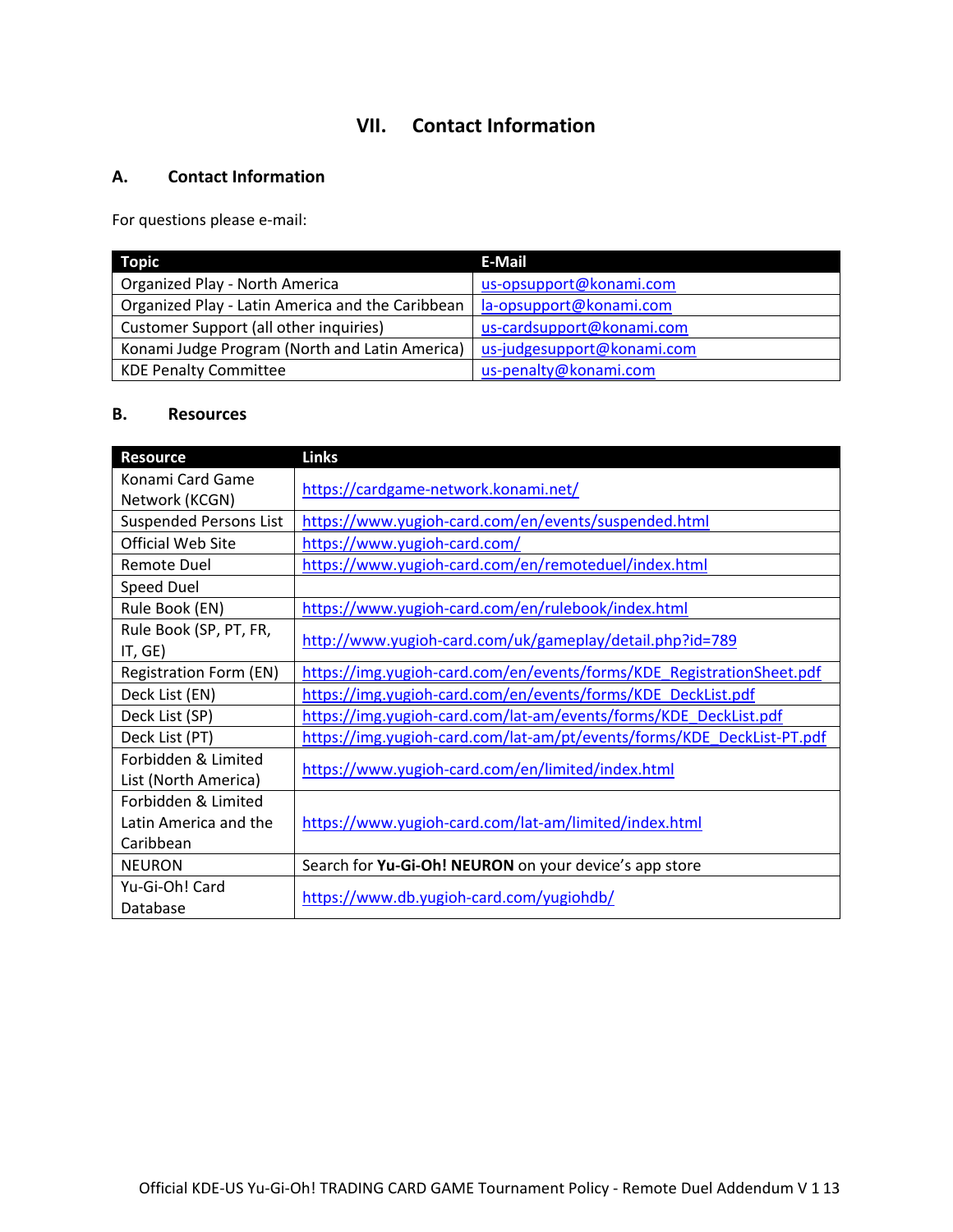# VII. Contact Information

## A. Contact Information

For questions please e-mail:

| Topic | E-Mail |
|---|---|
| Organized Play - North America | us-opsupport@konami.com |
| Organized Play - Latin America and the Caribbean | la-opsupport@konami.com |
| Customer Support (all other inquiries) | us-cardsupport@konami.com |
| Konami Judge Program (North and Latin America) | us-judgesupport@konami.com |
| KDE Penalty Committee | us-penalty@konami.com |

## B. Resources

| Resource | Links |
|---|---|
| Konami Card Game Network (KCGN) | https://cardgame-network.konami.net/ |
| Suspended Persons List | https://www.yugioh-card.com/en/events/suspended.html |
| Official Web Site | https://www.yugioh-card.com/ |
| Remote Duel | https://www.yugioh-card.com/en/remoteduel/index.html |
| Speed Duel | |
| Rule Book (EN) | https://www.yugioh-card.com/en/rulebook/index.html |
| Rule Book (SP, PT, FR, IT, GE) | http://www.yugioh-card.com/uk/gameplay/detail.php?id=789 |
| Registration Form (EN) | https://img.yugioh-card.com/en/events/forms/KDE_RegistrationSheet.pdf |
| Deck List (EN) | https://img.yugioh-card.com/en/events/forms/KDE_DeckList.pdf |
| Deck List (SP) | https://img.yugioh-card.com/lat-am/events/forms/KDE_DeckList.pdf |
| Deck List (PT) | https://img.yugioh-card.com/lat-am/pt/events/forms/KDE_DeckList-PT.pdf |
| Forbidden & Limited List (North America) | https://www.yugioh-card.com/en/limited/index.html |
| Forbidden & Limited Latin America and the Caribbean | https://www.yugioh-card.com/lat-am/limited/index.html |
| NEURON | Search for **Yu-Gi-Oh! NEURON** on your device's app store |
| Yu-Gi-Oh! Card Database | https://www.db.yugioh-card.com/yugiohdb/ |